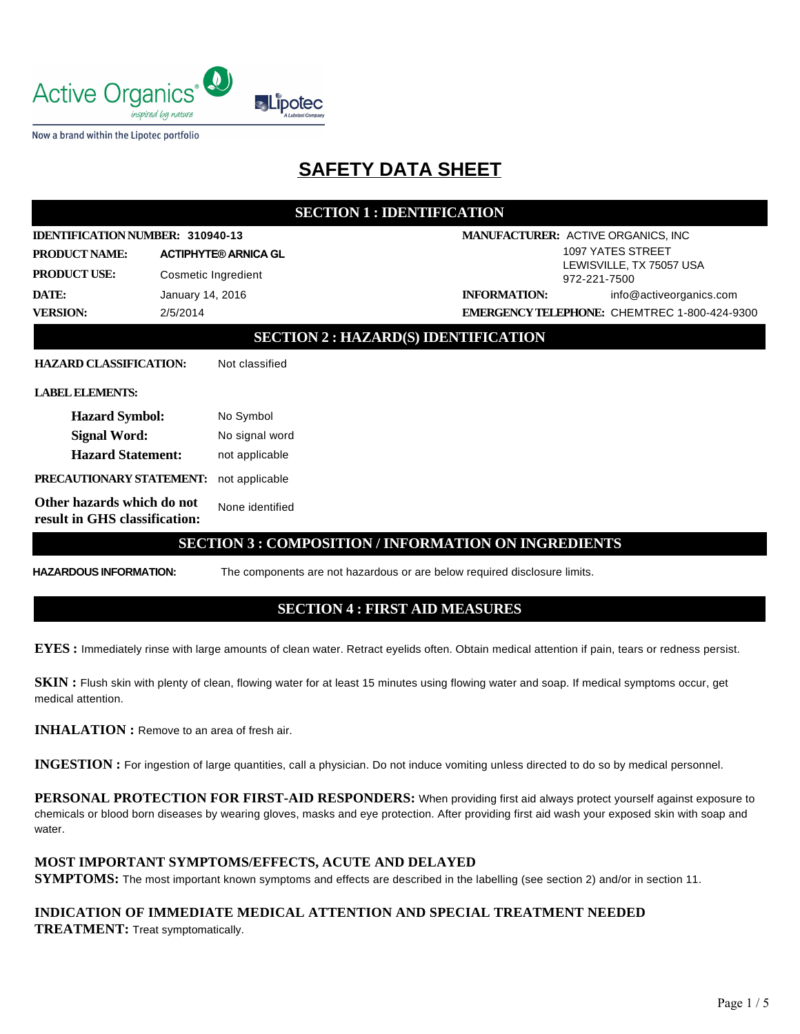Active Organics® inspired by nature

Lipotec A Lubrizol Company

Now a brand within the Lipotec portfolio

# SAFETY DATA SHEET

## SECTION 1 : IDENTIFICATION

**IDENTIFICATION NUMBER:** 310940-13

**PRODUCT NAME:** **ACTIPHYTE® ARNICA GL**

**PRODUCT USE:** Cosmetic Ingredient

**DATE:** January 14, 2016

**VERSION:** 2/5/2014

**MANUFACTURER:** ACTIVE ORGANICS, INC
1097 YATES STREET
LEWISVILLE, TX 75057 USA
972-221-7500

**INFORMATION:** info@activeorganics.com

**EMERGENCY TELEPHONE:** CHEMTREC 1-800-424-9300

## SECTION 2 : HAZARD(S) IDENTIFICATION

**HAZARD CLASSIFICATION:** Not classified

**LABEL ELEMENTS:**

- **Hazard Symbol:** No Symbol
- **Signal Word:** No signal word
- **Hazard Statement:** not applicable

**PRECAUTIONARY STATEMENT:** not applicable

**Other hazards which do not result in GHS classification:** None identified

## SECTION 3 : COMPOSITION / INFORMATION ON INGREDIENTS

**HAZARDOUS INFORMATION:** The components are not hazardous or are below required disclosure limits.

## SECTION 4 : FIRST AID MEASURES

**EYES :** Immediately rinse with large amounts of clean water. Retract eyelids often. Obtain medical attention if pain, tears or redness persist.

**SKIN :** Flush skin with plenty of clean, flowing water for at least 15 minutes using flowing water and soap. If medical symptoms occur, get medical attention.

**INHALATION :** Remove to an area of fresh air.

**INGESTION :** For ingestion of large quantities, call a physician. Do not induce vomiting unless directed to do so by medical personnel.

**PERSONAL PROTECTION FOR FIRST-AID RESPONDERS:** When providing first aid always protect yourself against exposure to chemicals or blood born diseases by wearing gloves, masks and eye protection. After providing first aid wash your exposed skin with soap and water.

**MOST IMPORTANT SYMPTOMS/EFFECTS, ACUTE AND DELAYED**

**SYMPTOMS:** The most important known symptoms and effects are described in the labelling (see section 2) and/or in section 11.

**INDICATION OF IMMEDIATE MEDICAL ATTENTION AND SPECIAL TREATMENT NEEDED**

**TREATMENT:** Treat symptomatically.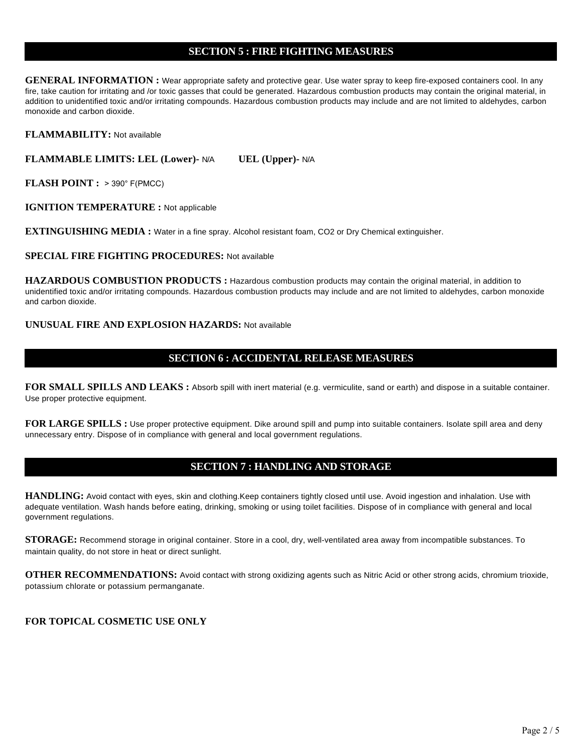## SECTION 5 : FIRE FIGHTING MEASURES

**GENERAL INFORMATION :** Wear appropriate safety and protective gear. Use water spray to keep fire-exposed containers cool. In any fire, take caution for irritating and /or toxic gasses that could be generated. Hazardous combustion products may contain the original material, in addition to unidentified toxic and/or irritating compounds. Hazardous combustion products may include and are not limited to aldehydes, carbon monoxide and carbon dioxide.

**FLAMMABILITY:** Not available

**FLAMMABLE LIMITS: LEL (Lower)-** N/A **UEL (Upper)-** N/A

**FLASH POINT :** > 390° F(PMCC)

**IGNITION TEMPERATURE :** Not applicable

**EXTINGUISHING MEDIA :** Water in a fine spray. Alcohol resistant foam, $CO_2$ or Dry Chemical extinguisher.

**SPECIAL FIRE FIGHTING PROCEDURES:** Not available

**HAZARDOUS COMBUSTION PRODUCTS :** Hazardous combustion products may contain the original material, in addition to unidentified toxic and/or irritating compounds. Hazardous combustion products may include and are not limited to aldehydes, carbon monoxide and carbon dioxide.

**UNUSUAL FIRE AND EXPLOSION HAZARDS:** Not available

## SECTION 6 : ACCIDENTAL RELEASE MEASURES

**FOR SMALL SPILLS AND LEAKS :** Absorb spill with inert material (e.g. vermiculite, sand or earth) and dispose in a suitable container. Use proper protective equipment.

**FOR LARGE SPILLS :** Use proper protective equipment. Dike around spill and pump into suitable containers. Isolate spill area and deny unnecessary entry. Dispose of in compliance with general and local government regulations.

## SECTION 7 : HANDLING AND STORAGE

**HANDLING:** Avoid contact with eyes, skin and clothing.Keep containers tightly closed until use. Avoid ingestion and inhalation. Use with adequate ventilation. Wash hands before eating, drinking, smoking or using toilet facilities. Dispose of in compliance with general and local government regulations.

**STORAGE:** Recommend storage in original container. Store in a cool, dry, well-ventilated area away from incompatible substances. To maintain quality, do not store in heat or direct sunlight.

**OTHER RECOMMENDATIONS:** Avoid contact with strong oxidizing agents such as Nitric Acid or other strong acids, chromium trioxide, potassium chlorate or potassium permanganate.

**FOR TOPICAL COSMETIC USE ONLY**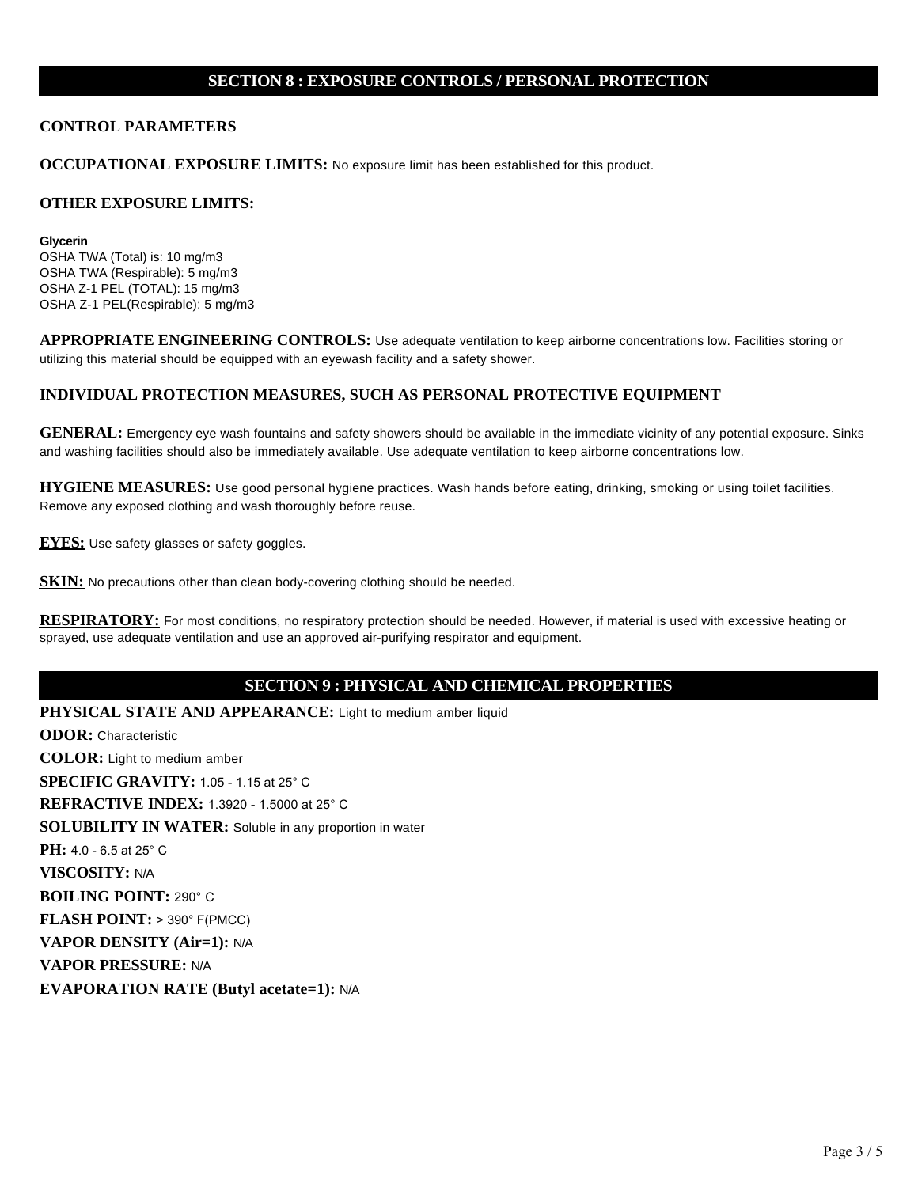## SECTION 8 : EXPOSURE CONTROLS / PERSONAL PROTECTION

### CONTROL PARAMETERS

**OCCUPATIONAL EXPOSURE LIMITS:** No exposure limit has been established for this product.

**OTHER EXPOSURE LIMITS:**

**Glycerin**
OSHA TWA (Total) is: 10 mg/m3
OSHA TWA (Respirable): 5 mg/m3
OSHA Z-1 PEL (TOTAL): 15 mg/m3
OSHA Z-1 PEL(Respirable): 5 mg/m3

**APPROPRIATE ENGINEERING CONTROLS:** Use adequate ventilation to keep airborne concentrations low. Facilities storing or utilizing this material should be equipped with an eyewash facility and a safety shower.

### INDIVIDUAL PROTECTION MEASURES, SUCH AS PERSONAL PROTECTIVE EQUIPMENT

**GENERAL:** Emergency eye wash fountains and safety showers should be available in the immediate vicinity of any potential exposure. Sinks and washing facilities should also be immediately available. Use adequate ventilation to keep airborne concentrations low.

**HYGIENE MEASURES:** Use good personal hygiene practices. Wash hands before eating, drinking, smoking or using toilet facilities. Remove any exposed clothing and wash thoroughly before reuse.

**EYES:** Use safety glasses or safety goggles.

**SKIN:** No precautions other than clean body-covering clothing should be needed.

**RESPIRATORY:** For most conditions, no respiratory protection should be needed. However, if material is used with excessive heating or sprayed, use adequate ventilation and use an approved air-purifying respirator and equipment.

## SECTION 9 : PHYSICAL AND CHEMICAL PROPERTIES

**PHYSICAL STATE AND APPEARANCE:** Light to medium amber liquid

**ODOR:** Characteristic

**COLOR:** Light to medium amber

**SPECIFIC GRAVITY:** 1.05 - 1.15 at 25° C

**REFRACTIVE INDEX:** 1.3920 - 1.5000 at 25° C

**SOLUBILITY IN WATER:** Soluble in any proportion in water

**PH:** 4.0 - 6.5 at 25° C

**VISCOSITY:** N/A

**BOILING POINT:** 290° C

**FLASH POINT:** > 390° F(PMCC)

**VAPOR DENSITY (Air=1):** N/A

**VAPOR PRESSURE:** N/A

**EVAPORATION RATE (Butyl acetate=1):** N/A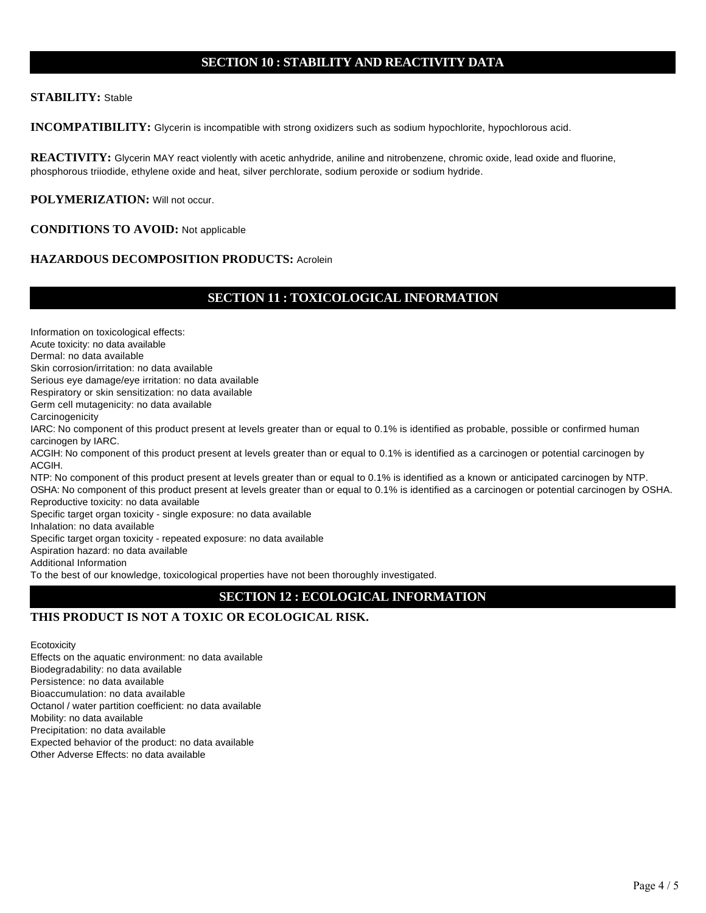## SECTION 10 : STABILITY AND REACTIVITY DATA

**STABILITY:** Stable

**INCOMPATIBILITY:** Glycerin is incompatible with strong oxidizers such as sodium hypochlorite, hypochlorous acid.

**REACTIVITY:** Glycerin MAY react violently with acetic anhydride, aniline and nitrobenzene, chromic oxide, lead oxide and fluorine, phosphorous triiodide, ethylene oxide and heat, silver perchlorate, sodium peroxide or sodium hydride.

**POLYMERIZATION:** Will not occur.

**CONDITIONS TO AVOID:** Not applicable

**HAZARDOUS DECOMPOSITION PRODUCTS:** Acrolein

## SECTION 11 : TOXICOLOGICAL INFORMATION

Information on toxicological effects:
Acute toxicity: no data available
Dermal: no data available
Skin corrosion/irritation: no data available
Serious eye damage/eye irritation: no data available
Respiratory or skin sensitization: no data available
Germ cell mutagenicity: no data available
Carcinogenicity
IARC: No component of this product present at levels greater than or equal to 0.1% is identified as probable, possible or confirmed human carcinogen by IARC.
ACGIH: No component of this product present at levels greater than or equal to 0.1% is identified as a carcinogen or potential carcinogen by ACGIH.
NTP: No component of this product present at levels greater than or equal to 0.1% is identified as a known or anticipated carcinogen by NTP.
OSHA: No component of this product present at levels greater than or equal to 0.1% is identified as a carcinogen or potential carcinogen by OSHA.
Reproductive toxicity: no data available
Specific target organ toxicity - single exposure: no data available
Inhalation: no data available
Specific target organ toxicity - repeated exposure: no data available
Aspiration hazard: no data available
Additional Information
To the best of our knowledge, toxicological properties have not been thoroughly investigated.

## SECTION 12 : ECOLOGICAL INFORMATION

**THIS PRODUCT IS NOT A TOXIC OR ECOLOGICAL RISK.**

Ecotoxicity
Effects on the aquatic environment: no data available
Biodegradability: no data available
Persistence: no data available
Bioaccumulation: no data available
Octanol / water partition coefficient: no data available
Mobility: no data available
Precipitation: no data available
Expected behavior of the product: no data available
Other Adverse Effects: no data available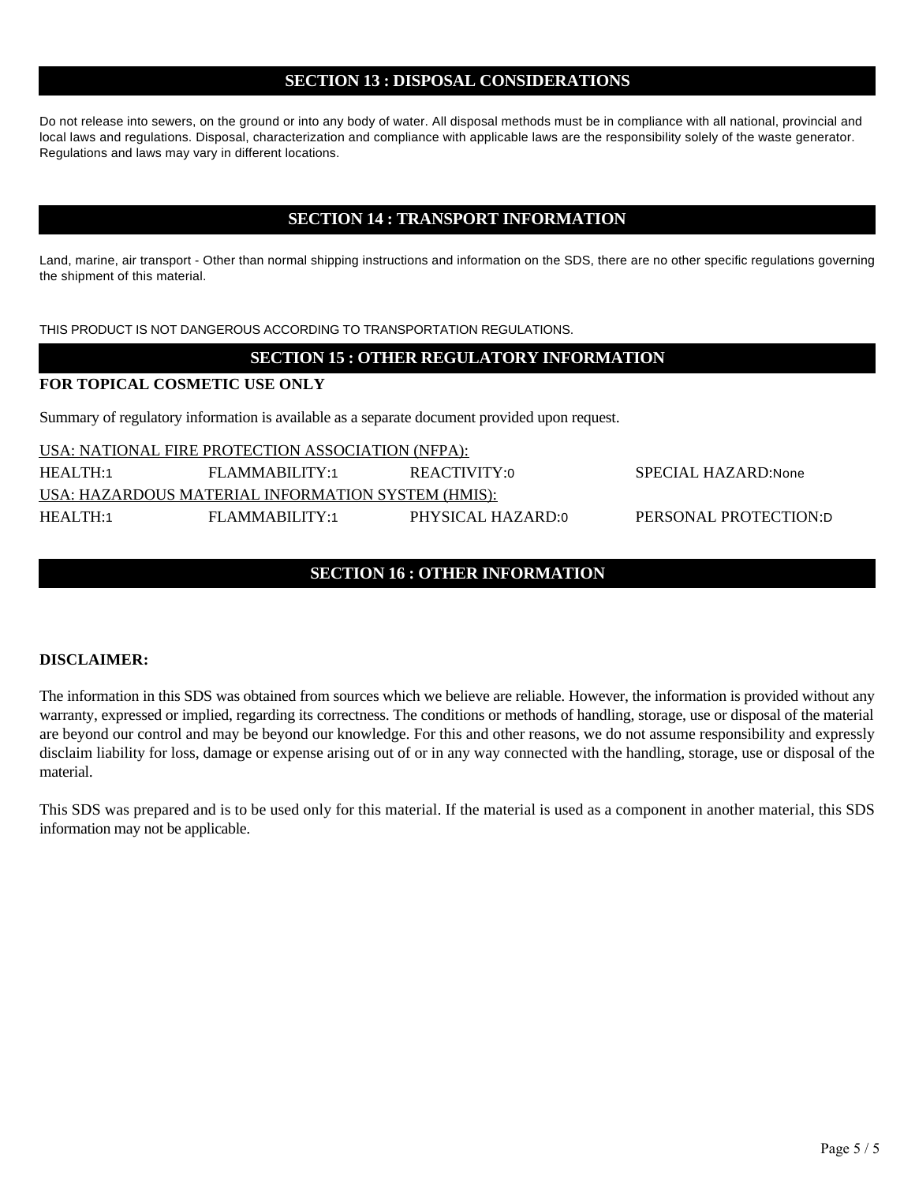## SECTION 13 : DISPOSAL CONSIDERATIONS

Do not release into sewers, on the ground or into any body of water. All disposal methods must be in compliance with all national, provincial and local laws and regulations. Disposal, characterization and compliance with applicable laws are the responsibility solely of the waste generator. Regulations and laws may vary in different locations.

## SECTION 14 : TRANSPORT INFORMATION

Land, marine, air transport - Other than normal shipping instructions and information on the SDS, there are no other specific regulations governing the shipment of this material.

THIS PRODUCT IS NOT DANGEROUS ACCORDING TO TRANSPORTATION REGULATIONS.

## SECTION 15 : OTHER REGULATORY INFORMATION

**FOR TOPICAL COSMETIC USE ONLY**

Summary of regulatory information is available as a separate document provided upon request.

USA: NATIONAL FIRE PROTECTION ASSOCIATION (NFPA):

| | | | |
|---|---|---|---|
| HEALTH:1 | FLAMMABILITY:1 | REACTIVITY:0 | SPECIAL HAZARD:None |

USA: HAZARDOUS MATERIAL INFORMATION SYSTEM (HMIS):

| | | | |
|---|---|---|---|
| HEALTH:1 | FLAMMABILITY:1 | PHYSICAL HAZARD:0 | PERSONAL PROTECTION:D |

## SECTION 16 : OTHER INFORMATION

**DISCLAIMER:**

The information in this SDS was obtained from sources which we believe are reliable. However, the information is provided without any warranty, expressed or implied, regarding its correctness. The conditions or methods of handling, storage, use or disposal of the material are beyond our control and may be beyond our knowledge. For this and other reasons, we do not assume responsibility and expressly disclaim liability for loss, damage or expense arising out of or in any way connected with the handling, storage, use or disposal of the material.

This SDS was prepared and is to be used only for this material. If the material is used as a component in another material, this SDS information may not be applicable.